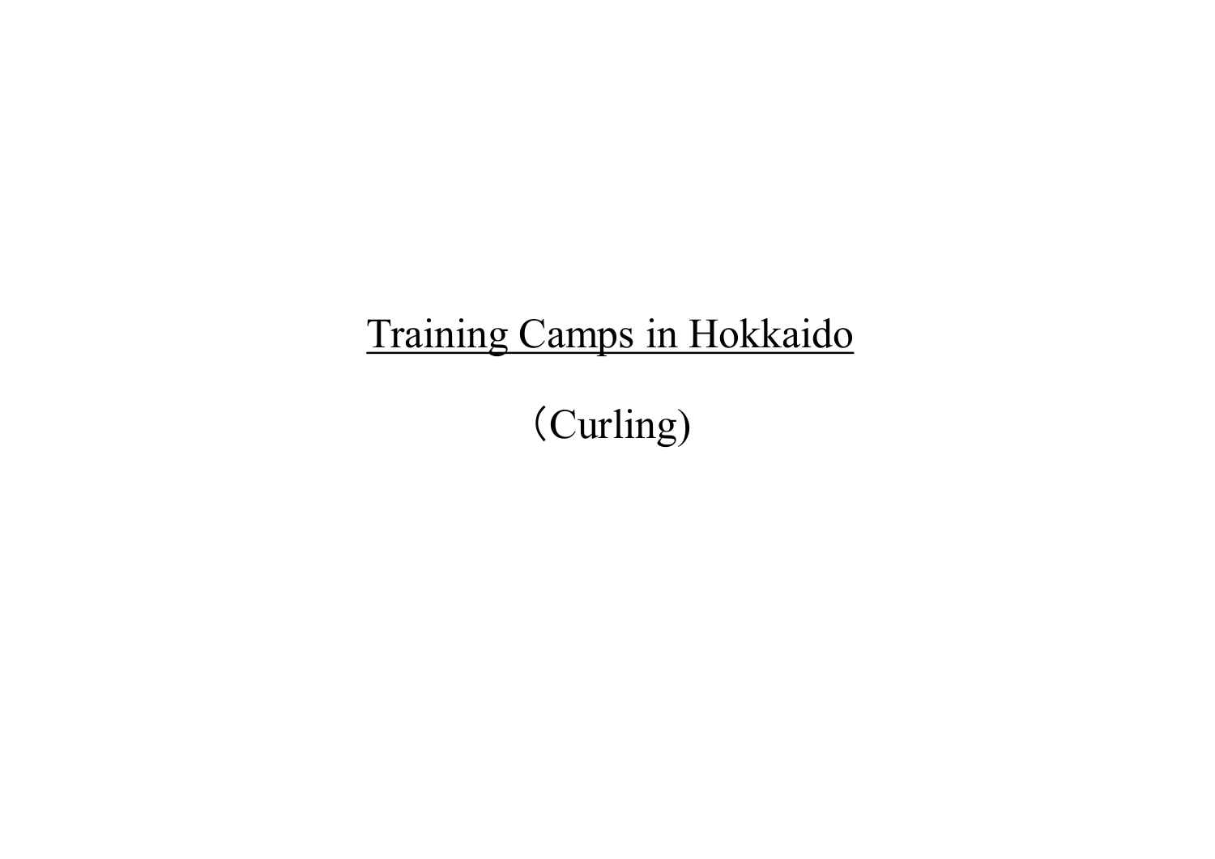# Training Camps in Hokkaido

（Curling)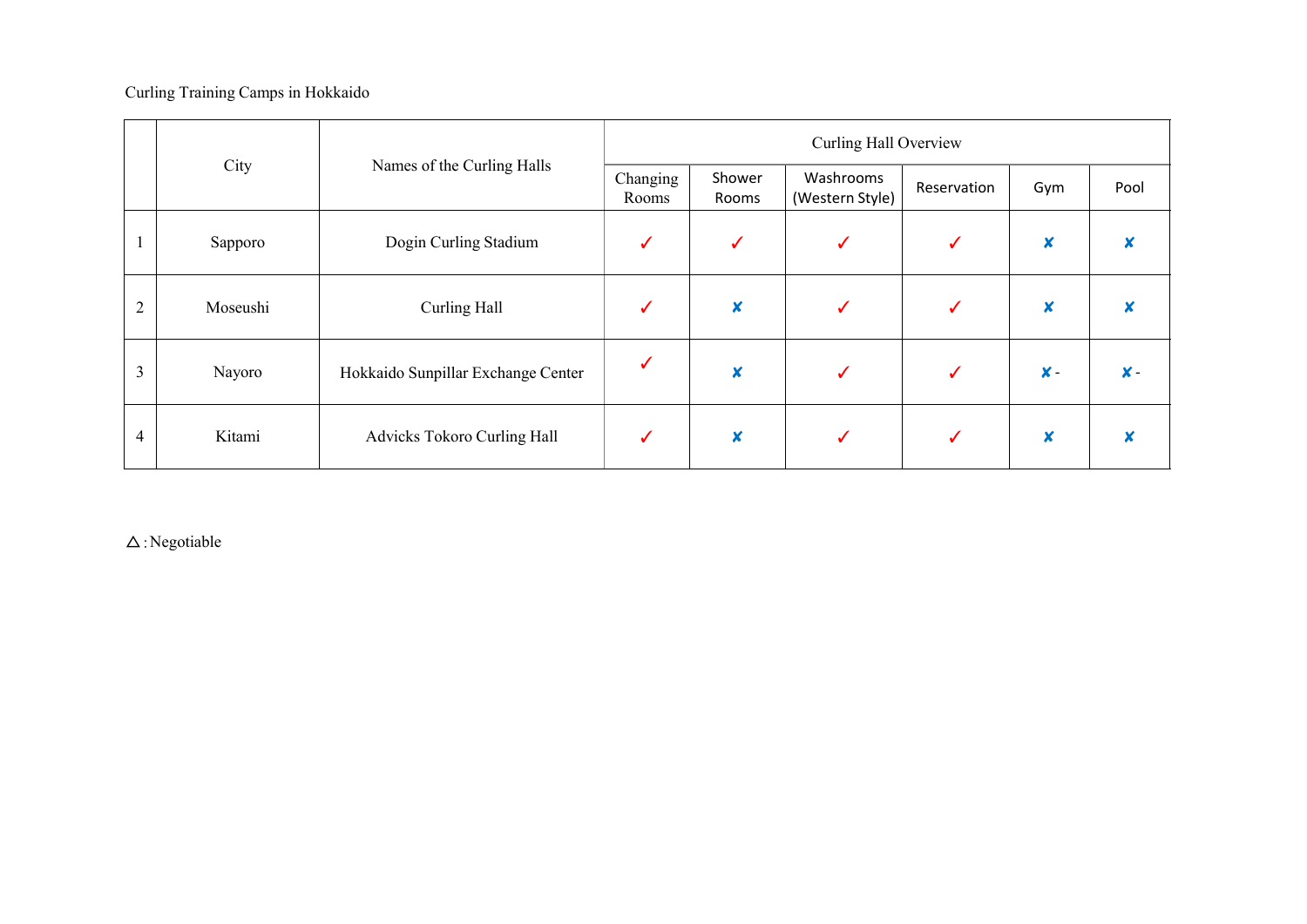Curling Training Camps in Hokkaido

| | City | Names of the Curling Halls | Curling Hall Overview | | | | | |
|---|---|---|---|---|---|---|---|---|
| | | | Changing Rooms | Shower Rooms | Washrooms (Western Style) | Reservation | Gym | Pool |
| 1 | Sapporo | Dogin Curling Stadium | ✓ | ✓ | ✓ | ✓ | ✘ | ✘ |
| 2 | Moseushi | Curling Hall | ✓ | ✘ | ✓ | ✓ | ✘ | ✘ |
| 3 | Nayoro | Hokkaido Sunpillar Exchange Center | ✓ | ✘ | ✓ | ✓ | ✘ - | ✘ - |
| 4 | Kitami | Advicks Tokoro Curling Hall | ✓ | ✘ | ✓ | ✓ | ✘ | ✘ |

△ : Negotiable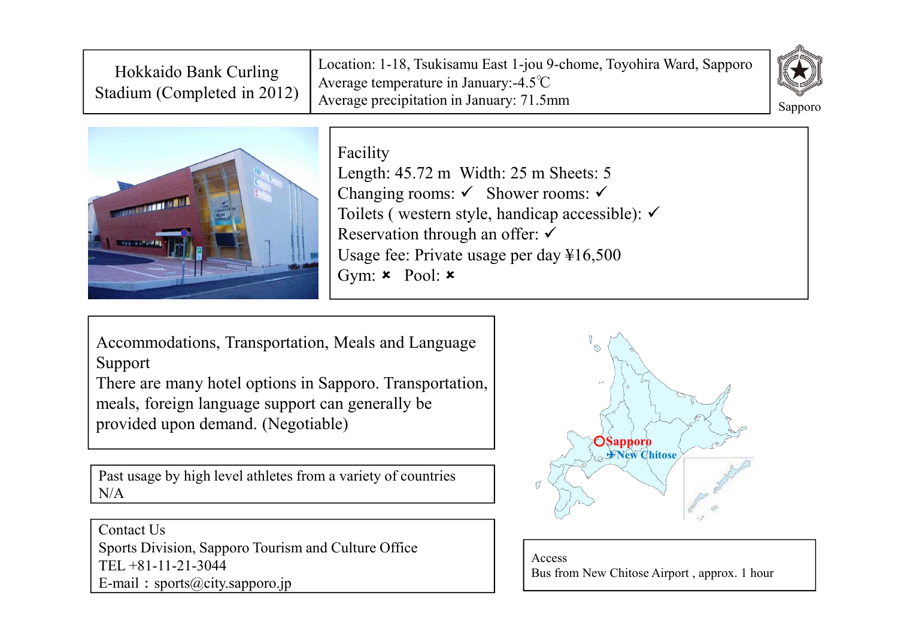# Hokkaido Bank Curling Stadium (Completed in 2012)

Location: 1-18, Tsukisamu East 1-jou 9-chome, Toyohira Ward, Sapporo
Average temperature in January:-4.5℃
Average precipitation in January: 71.5mm

Sapporo

## Facility

Length: 45.72 m Width: 25 m Sheets: 5
Changing rooms: ✓ Shower rooms: ✓
Toilets ( western style, handicap accessible): ✓
Reservation through an offer: ✓
Usage fee: Private usage per day ¥16,500
Gym: ✗ Pool: ✗

## Accommodations, Transportation, Meals and Language Support

There are many hotel options in Sapporo. Transportation, meals, foreign language support can generally be provided upon demand. (Negotiable)

## Past usage by high level athletes from a variety of countries

N/A

## Contact Us

Sports Division, Sapporo Tourism and Culture Office
TEL +81-11-21-3044
E-mail：sports@city.sapporo.jp

Sapporo
New Chitose

## Access

Bus from New Chitose Airport , approx. 1 hour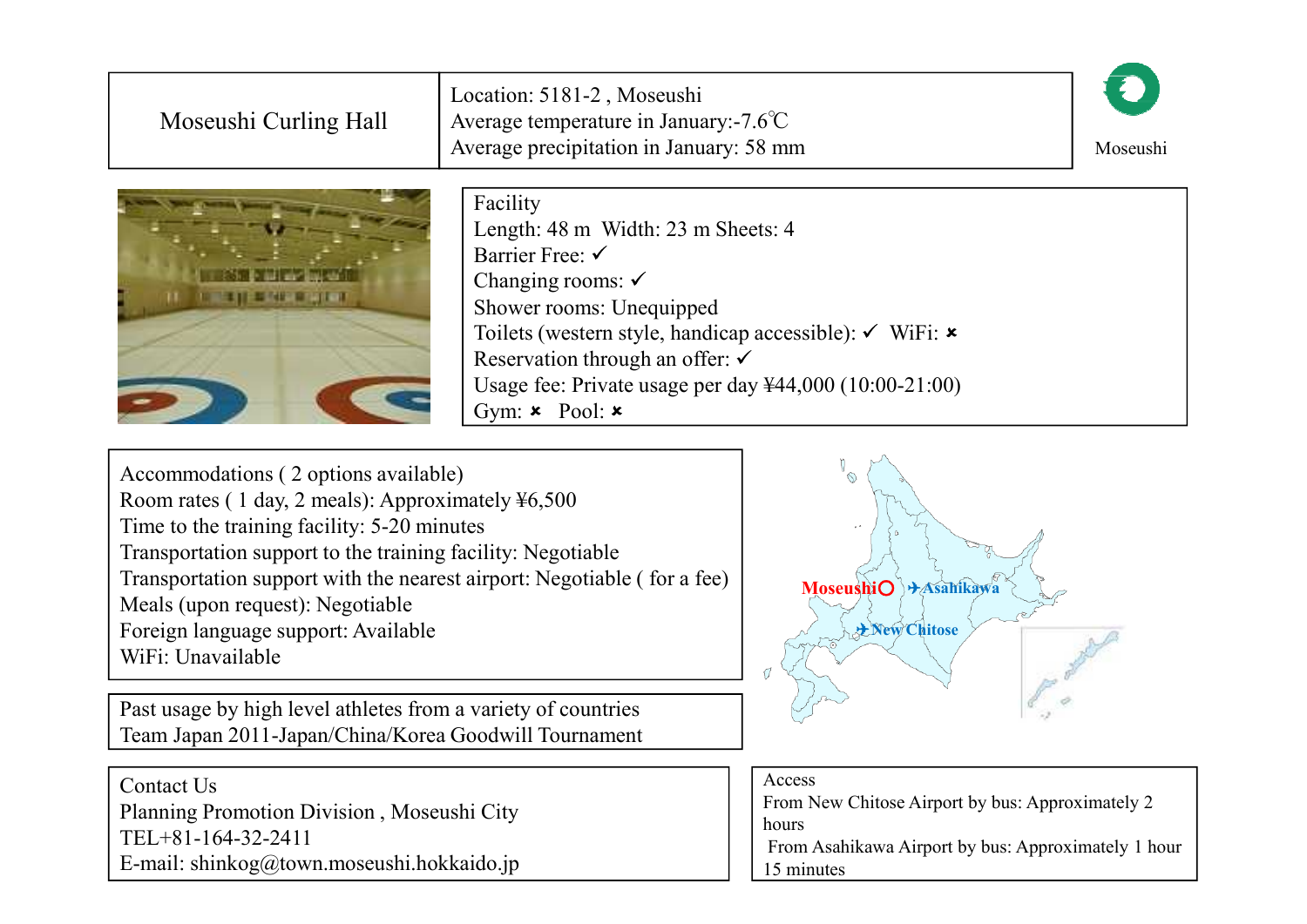# Moseushi Curling Hall

Location: 5181-2 , Moseushi
Average temperature in January:-7.6℃
Average precipitation in January: 58 mm

Moseushi

**Facility**
Length: 48 m  Width: 23 m Sheets: 4
Barrier Free: ✓
Changing rooms: ✓
Shower rooms: Unequipped
Toilets (western style, handicap accessible): ✓  WiFi: ✗
Reservation through an offer: ✓
Usage fee: Private usage per day ¥44,000 (10:00-21:00)
Gym: ✗  Pool: ✗

**Accommodations ( 2 options available)**
Room rates ( 1 day, 2 meals): Approximately ¥6,500
Time to the training facility: 5-20 minutes
Transportation support to the training facility: Negotiable
Transportation support with the nearest airport: Negotiable ( for a fee)
Meals (upon request): Negotiable
Foreign language support: Available
WiFi: Unavailable

Moseushi ✈Asahikawa ✈New Chitose

Past usage by high level athletes from a variety of countries
Team Japan 2011-Japan/China/Korea Goodwill Tournament

**Contact Us**
Planning Promotion Division , Moseushi City
TEL+81-164-32-2411
E-mail: shinkog@town.moseushi.hokkaido.jp

**Access**
From New Chitose Airport by bus: Approximately 2 hours
From Asahikawa Airport by bus: Approximately 1 hour 15 minutes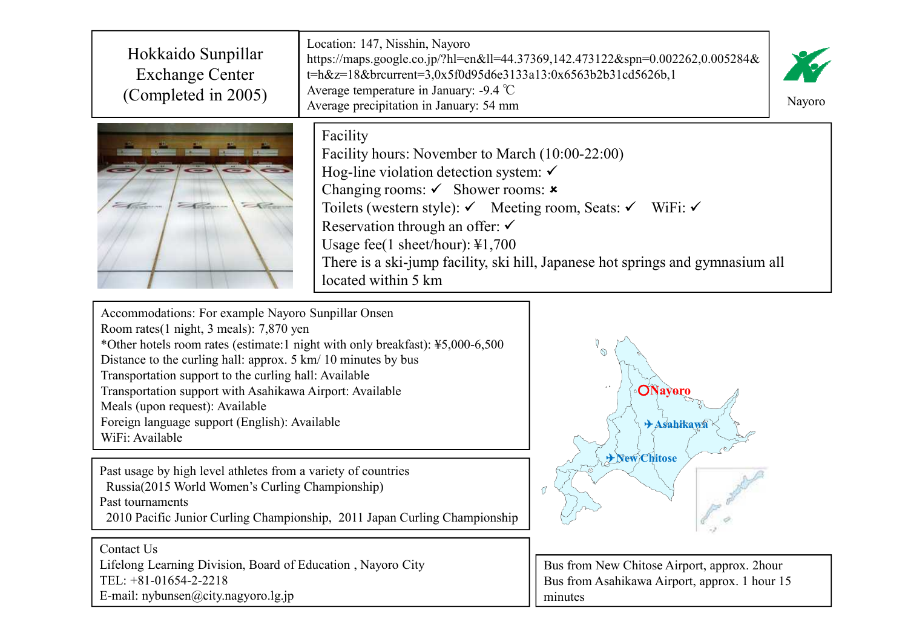# Hokkaido Sunpillar Exchange Center (Completed in 2005)

Location: 147, Nisshin, Nayoro
https://maps.google.co.jp/?hl=en&ll=44.37369,142.473122&spn=0.002262,0.005284&t=h&z=18&brcurrent=3,0x5f0d95d6e3133a13:0x6563b2b31cd5626b,1
Average temperature in January: -9.4 ℃
Average precipitation in January: 54 mm

Nayoro

Facility
Facility hours: November to March (10:00-22:00)
Hog-line violation detection system: ✓
Changing rooms: ✓ Shower rooms: ×
Toilets (western style): ✓ Meeting room, Seats: ✓ WiFi: ✓
Reservation through an offer: ✓
Usage fee(1 sheet/hour): ¥1,700
There is a ski-jump facility, ski hill, Japanese hot springs and gymnasium all located within 5 km

Accommodations: For example Nayoro Sunpillar Onsen
Room rates(1 night, 3 meals): 7,870 yen
*Other hotels room rates (estimate:1 night with only breakfast): ¥5,000-6,500
Distance to the curling hall: approx. 5 km/ 10 minutes by bus
Transportation support to the curling hall: Available
Transportation support with Asahikawa Airport: Available
Meals (upon request): Available
Foreign language support (English): Available
WiFi: Available

Nayoro
Asahikawa
New Chitose

Past usage by high level athletes from a variety of countries
Russia(2015 World Women's Curling Championship)
Past tournaments
2010 Pacific Junior Curling Championship, 2011 Japan Curling Championship

Contact Us
Lifelong Learning Division, Board of Education , Nayoro City
TEL: +81-01654-2-2218
E-mail: nybunsen@city.nagyoro.lg.jp

Bus from New Chitose Airport, approx. 2hour
Bus from Asahikawa Airport, approx. 1 hour 15 minutes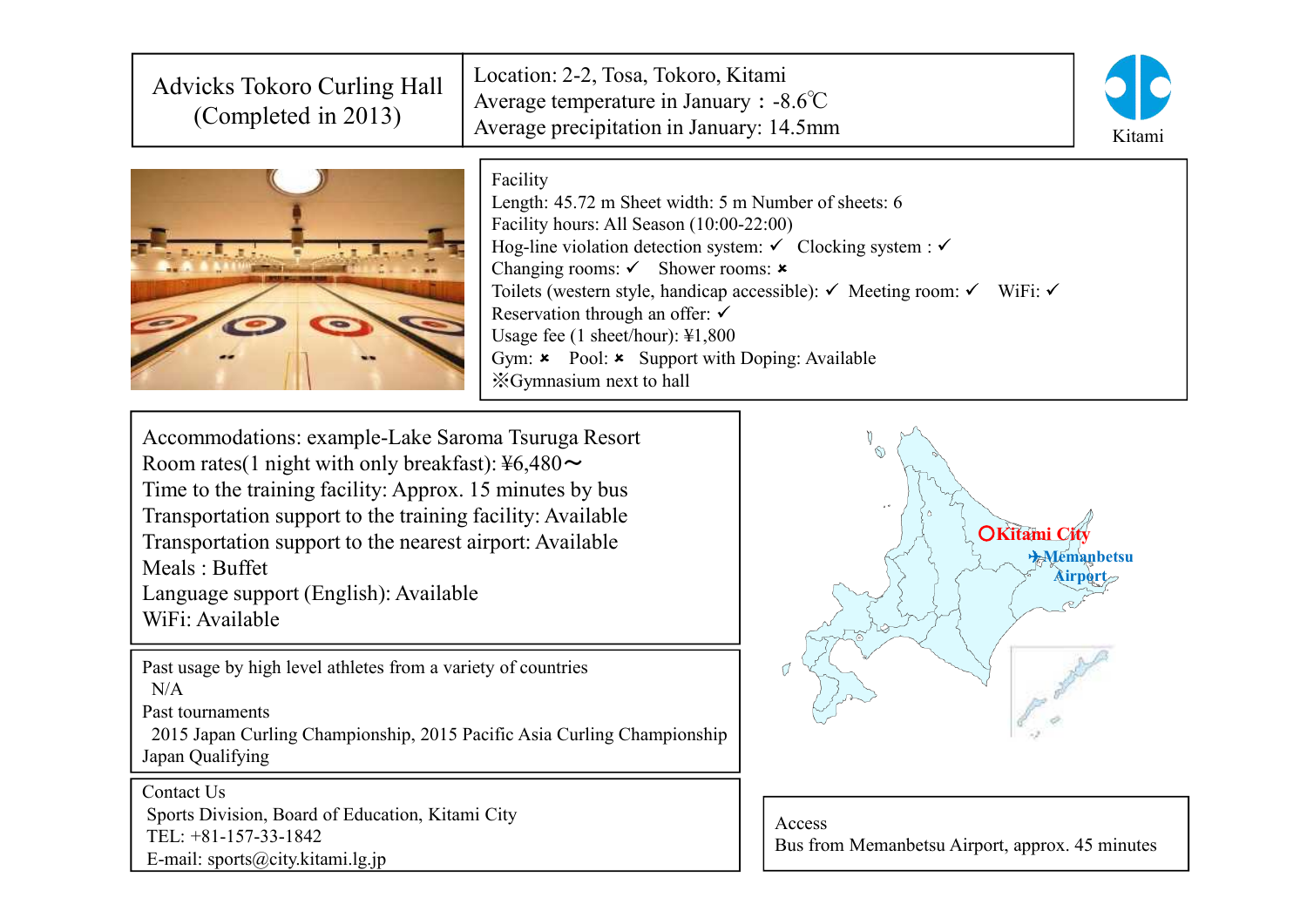# Advicks Tokoro Curling Hall (Completed in 2013)

Location: 2-2, Tosa, Tokoro, Kitami
Average temperature in January：-8.6℃
Average precipitation in January: 14.5mm

Kitami

**Facility**

Length: 45.72 m Sheet width: 5 m Number of sheets: 6
Facility hours: All Season (10:00-22:00)
Hog-line violation detection system: ✓ Clocking system : ✓
Changing rooms: ✓ Shower rooms: ✖
Toilets (western style, handicap accessible): ✓ Meeting room: ✓ WiFi: ✓
Reservation through an offer: ✓
Usage fee (1 sheet/hour): ¥1,800
Gym: ✖ Pool: ✖ Support with Doping: Available
※Gymnasium next to hall

Accommodations: example-Lake Saroma Tsuruga Resort
Room rates(1 night with only breakfast): ¥6,480～
Time to the training facility: Approx. 15 minutes by bus
Transportation support to the training facility: Available
Transportation support to the nearest airport: Available
Meals : Buffet
Language support (English): Available
WiFi: Available

Past usage by high level athletes from a variety of countries
N/A
Past tournaments
2015 Japan Curling Championship, 2015 Pacific Asia Curling Championship Japan Qualifying

Kitami City
Memanbetsu Airport

**Contact Us**
Sports Division, Board of Education, Kitami City
TEL: +81-157-33-1842
E-mail: sports@city.kitami.lg.jp

**Access**
Bus from Memanbetsu Airport, approx. 45 minutes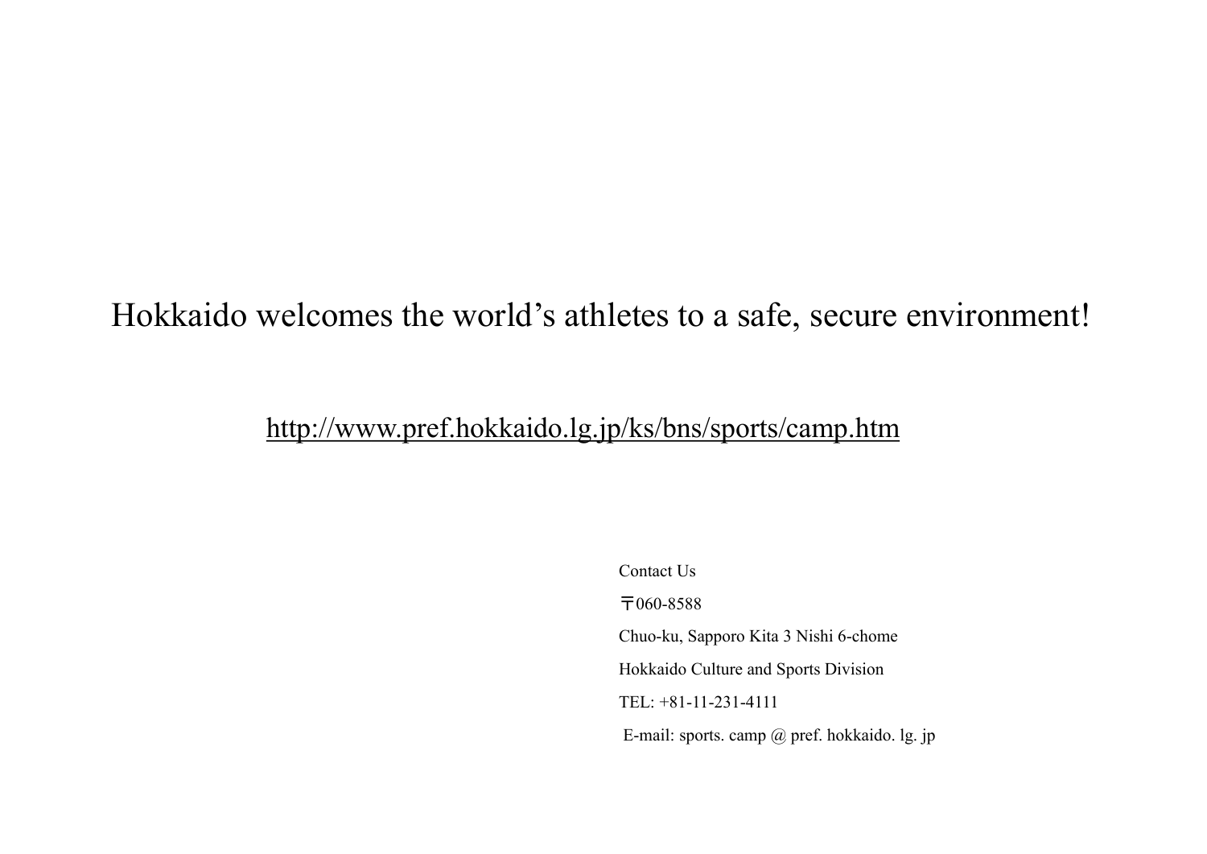Hokkaido welcomes the world’s athletes to a safe, secure environment!

http://www.pref.hokkaido.lg.jp/ks/bns/sports/camp.htm

Contact Us

〒060-8588

Chuo-ku, Sapporo Kita 3 Nishi 6-chome

Hokkaido Culture and Sports Division

TEL: +81-11-231-4111

E-mail: sports. camp @ pref. hokkaido. lg. jp